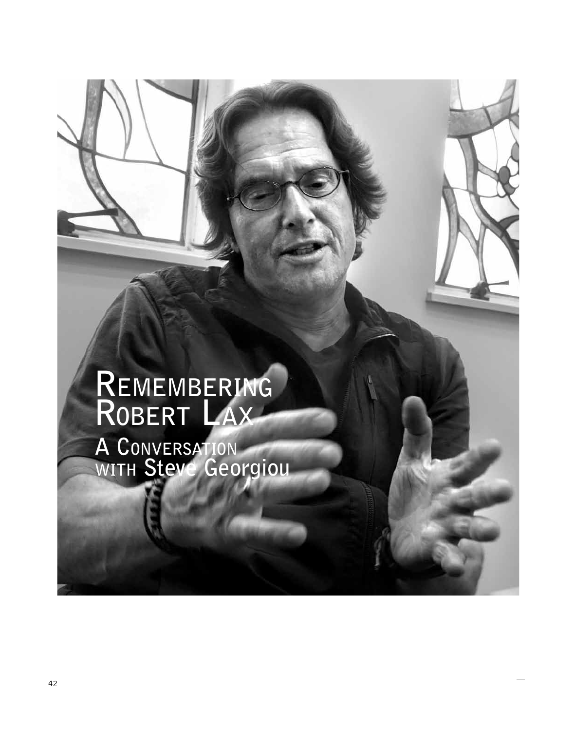# Remembering Robert Lax

## A Conversation with Steve Georgiou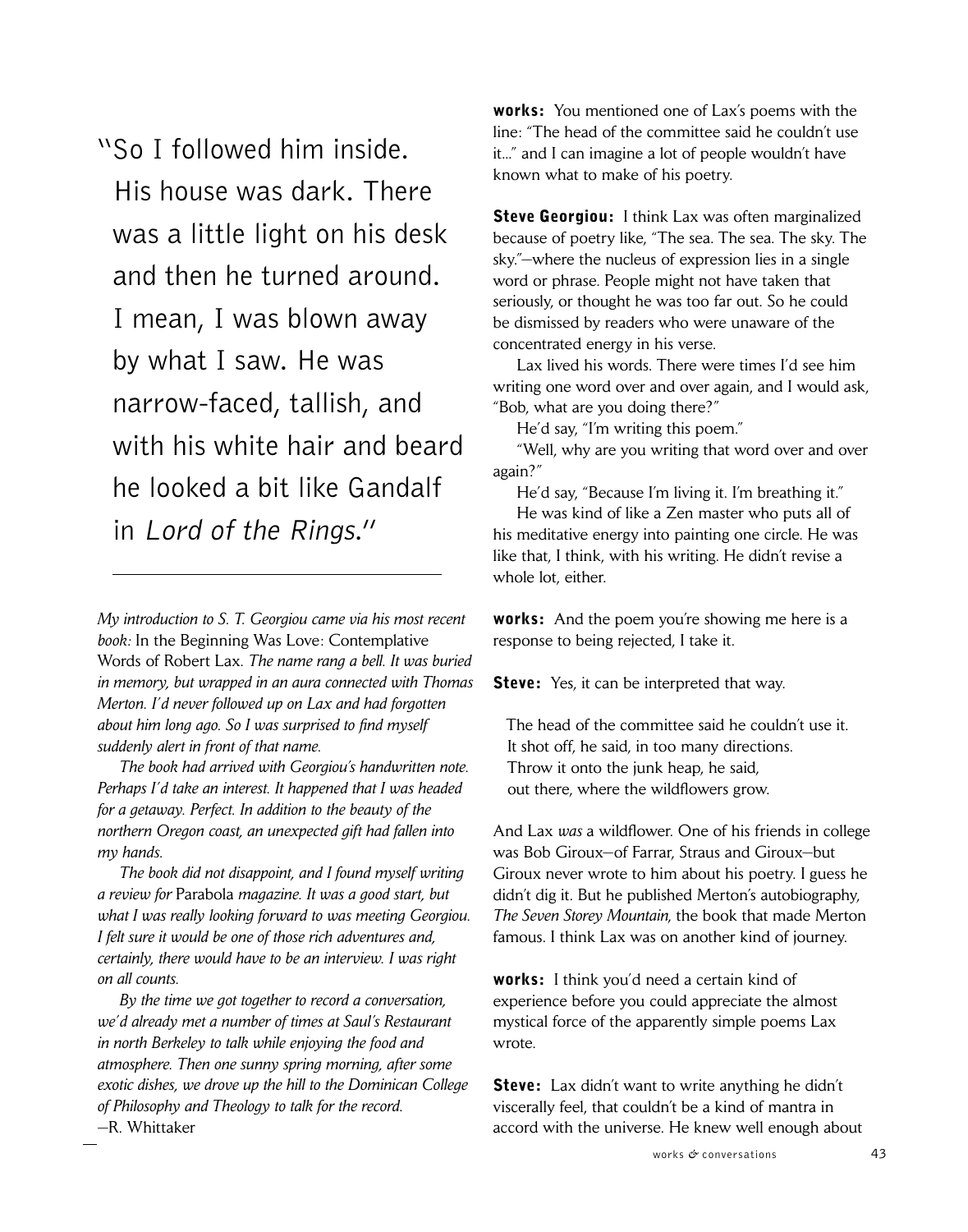"So I followed him inside. His house was dark. There was a little light on his desk and then he turned around. I mean, I was blown away by what I saw. He was narrow-faced, tallish, and with his white hair and beard he looked a bit like Gandalf in *Lord of the Rings*."

---

*My introduction to S. T. Georgiou came via his most recent book:* In the Beginning Was Love: Contemplative Words of Robert Lax. *The name rang a bell. It was buried in memory, but wrapped in an aura connected with Thomas Merton. I'd never followed up on Lax and had forgotten about him long ago. So I was surprised to find myself suddenly alert in front of that name.*

*The book had arrived with Georgiou's handwritten note. Perhaps I'd take an interest. It happened that I was headed for a getaway. Perfect. In addition to the beauty of the northern Oregon coast, an unexpected gift had fallen into my hands.*

*The book did not disappoint, and I found myself writing a review for* Parabola *magazine. It was a good start, but what I was really looking forward to was meeting Georgiou. I felt sure it would be one of those rich adventures and, certainly, there would have to be an interview. I was right on all counts.*

*By the time we got together to record a conversation, we'd already met a number of times at Saul's Restaurant in north Berkeley to talk while enjoying the food and atmosphere. Then one sunny spring morning, after some exotic dishes, we drove up the hill to the Dominican College of Philosophy and Theology to talk for the record.*
—R. Whittaker

**works:** You mentioned one of Lax's poems with the line: "The head of the committee said he couldn't use it..." and I can imagine a lot of people wouldn't have known what to make of his poetry.

**Steve Georgiou:** I think Lax was often marginalized because of poetry like, "The sea. The sea. The sky. The sky."—where the nucleus of expression lies in a single word or phrase. People might not have taken that seriously, or thought he was too far out. So he could be dismissed by readers who were unaware of the concentrated energy in his verse.

Lax lived his words. There were times I'd see him writing one word over and over again, and I would ask, "Bob, what are you doing there?"

He'd say, "I'm writing this poem."

"Well, why are you writing that word over and over again?"

He'd say, "Because I'm living it. I'm breathing it."

He was kind of like a Zen master who puts all of his meditative energy into painting one circle. He was like that, I think, with his writing. He didn't revise a whole lot, either.

**works:** And the poem you're showing me here is a response to being rejected, I take it.

**Steve:** Yes, it can be interpreted that way.

> The head of the committee said he couldn't use it.
> It shot off, he said, in too many directions.
> Throw it onto the junk heap, he said,
> out there, where the wildflowers grow.

And Lax *was* a wildflower. One of his friends in college was Bob Giroux—of Farrar, Straus and Giroux—but Giroux never wrote to him about his poetry. I guess he didn't dig it. But he published Merton's autobiography, *The Seven Storey Mountain*, the book that made Merton famous. I think Lax was on another kind of journey.

**works:** I think you'd need a certain kind of experience before you could appreciate the almost mystical force of the apparently simple poems Lax wrote.

**Steve:** Lax didn't want to write anything he didn't viscerally feel, that couldn't be a kind of mantra in accord with the universe. He knew well enough about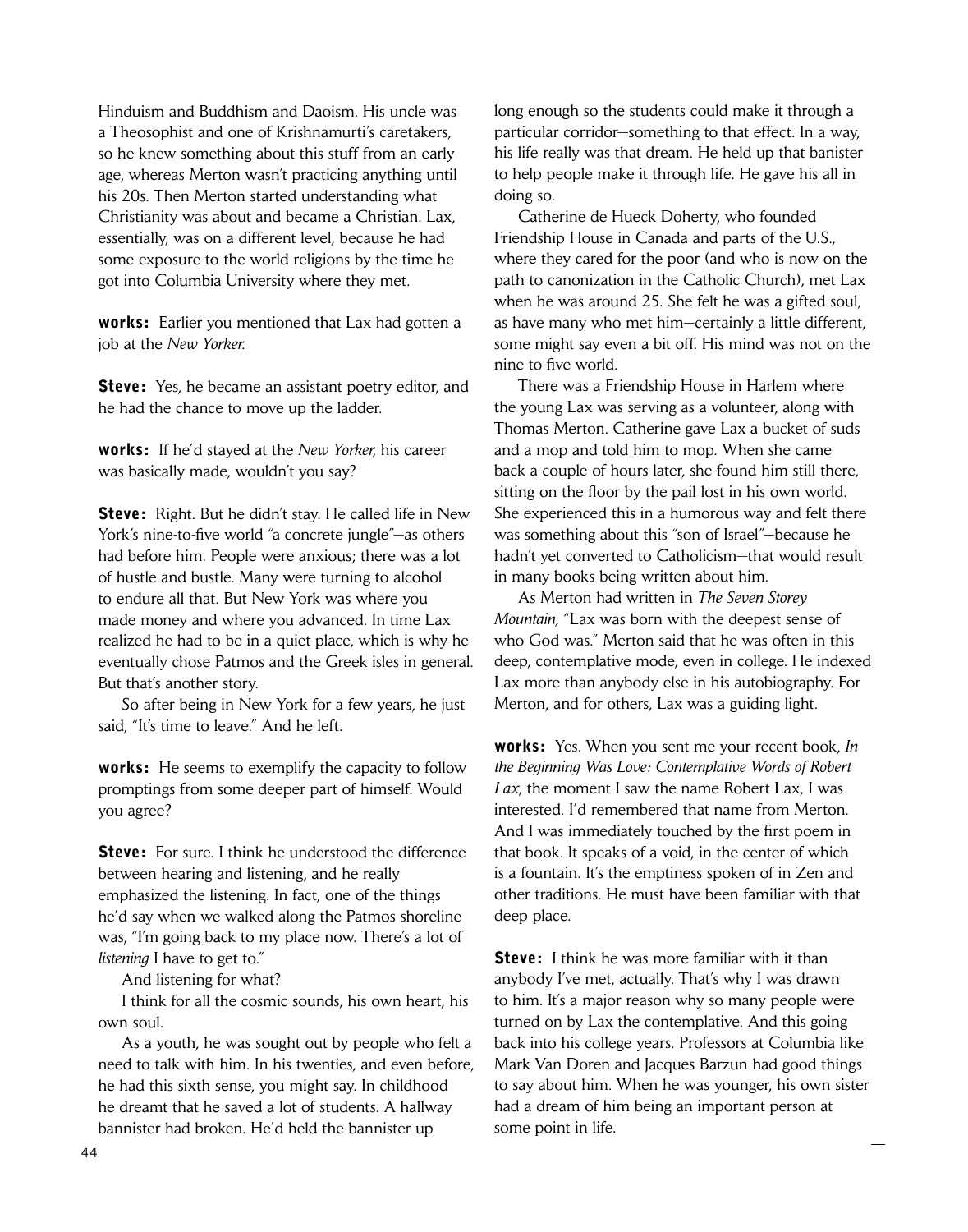Hinduism and Buddhism and Daoism. His uncle was a Theosophist and one of Krishnamurti's caretakers, so he knew something about this stuff from an early age, whereas Merton wasn't practicing anything until his 20s. Then Merton started understanding what Christianity was about and became a Christian. Lax, essentially, was on a different level, because he had some exposure to the world religions by the time he got into Columbia University where they met.

**works:** Earlier you mentioned that Lax had gotten a job at the *New Yorker.*

**Steve:** Yes, he became an assistant poetry editor, and he had the chance to move up the ladder.

**works:** If he'd stayed at the *New Yorker,* his career was basically made, wouldn't you say?

**Steve:** Right. But he didn't stay. He called life in New York's nine-to-five world "a concrete jungle"—as others had before him. People were anxious; there was a lot of hustle and bustle. Many were turning to alcohol to endure all that. But New York was where you made money and where you advanced. In time Lax realized he had to be in a quiet place, which is why he eventually chose Patmos and the Greek isles in general. But that's another story.

So after being in New York for a few years, he just said, "It's time to leave." And he left.

**works:** He seems to exemplify the capacity to follow promptings from some deeper part of himself. Would you agree?

**Steve:** For sure. I think he understood the difference between hearing and listening, and he really emphasized the listening. In fact, one of the things he'd say when we walked along the Patmos shoreline was, "I'm going back to my place now. There's a lot of *listening* I have to get to."

And listening for what?

I think for all the cosmic sounds, his own heart, his own soul.

As a youth, he was sought out by people who felt a need to talk with him. In his twenties, and even before, he had this sixth sense, you might say. In childhood he dreamt that he saved a lot of students. A hallway bannister had broken. He'd held the bannister up long enough so the students could make it through a particular corridor—something to that effect. In a way, his life really was that dream. He held up that banister to help people make it through life. He gave his all in doing so.

Catherine de Hueck Doherty, who founded Friendship House in Canada and parts of the U.S., where they cared for the poor (and who is now on the path to canonization in the Catholic Church), met Lax when he was around 25. She felt he was a gifted soul, as have many who met him—certainly a little different, some might say even a bit off. His mind was not on the nine-to-five world.

There was a Friendship House in Harlem where the young Lax was serving as a volunteer, along with Thomas Merton. Catherine gave Lax a bucket of suds and a mop and told him to mop. When she came back a couple of hours later, she found him still there, sitting on the floor by the pail lost in his own world. She experienced this in a humorous way and felt there was something about this "son of Israel"—because he hadn't yet converted to Catholicism—that would result in many books being written about him.

As Merton had written in *The Seven Storey Mountain,* "Lax was born with the deepest sense of who God was." Merton said that he was often in this deep, contemplative mode, even in college. He indexed Lax more than anybody else in his autobiography. For Merton, and for others, Lax was a guiding light.

**works:** Yes. When you sent me your recent book, *In the Beginning Was Love: Contemplative Words of Robert Lax,* the moment I saw the name Robert Lax, I was interested. I'd remembered that name from Merton. And I was immediately touched by the first poem in that book. It speaks of a void, in the center of which is a fountain. It's the emptiness spoken of in Zen and other traditions. He must have been familiar with that deep place.

**Steve:** I think he was more familiar with it than anybody I've met, actually. That's why I was drawn to him. It's a major reason why so many people were turned on by Lax the contemplative. And this going back into his college years. Professors at Columbia like Mark Van Doren and Jacques Barzun had good things to say about him. When he was younger, his own sister had a dream of him being an important person at some point in life.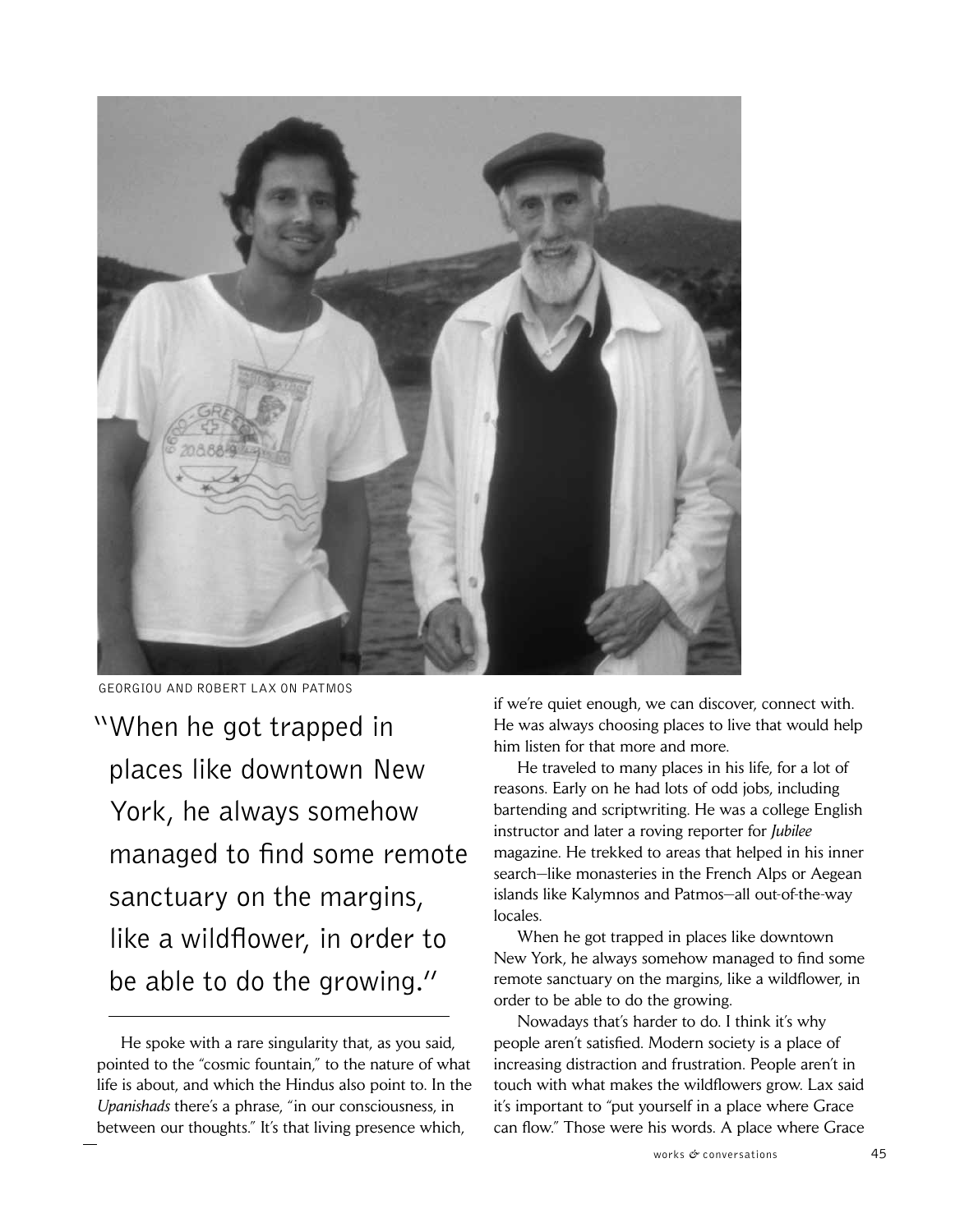GEORGIOU AND ROBERT LAX ON PATMOS

> "When he got trapped in places like downtown New York, he always somehow managed to find some remote sanctuary on the margins, like a wildflower, in order to be able to do the growing."

He spoke with a rare singularity that, as you said, pointed to the "cosmic fountain," to the nature of what life is about, and which the Hindus also point to. In the *Upanishads* there's a phrase, "in our consciousness, in between our thoughts." It's that living presence which, if we're quiet enough, we can discover, connect with. He was always choosing places to live that would help him listen for that more and more.

He traveled to many places in his life, for a lot of reasons. Early on he had lots of odd jobs, including bartending and scriptwriting. He was a college English instructor and later a roving reporter for *Jubilee* magazine. He trekked to areas that helped in his inner search—like monasteries in the French Alps or Aegean islands like Kalymnos and Patmos—all out-of-the-way locales.

When he got trapped in places like downtown New York, he always somehow managed to find some remote sanctuary on the margins, like a wildflower, in order to be able to do the growing.

Nowadays that's harder to do. I think it's why people aren't satisfied. Modern society is a place of increasing distraction and frustration. People aren't in touch with what makes the wildflowers grow. Lax said it's important to "put yourself in a place where Grace can flow." Those were his words. A place where Grace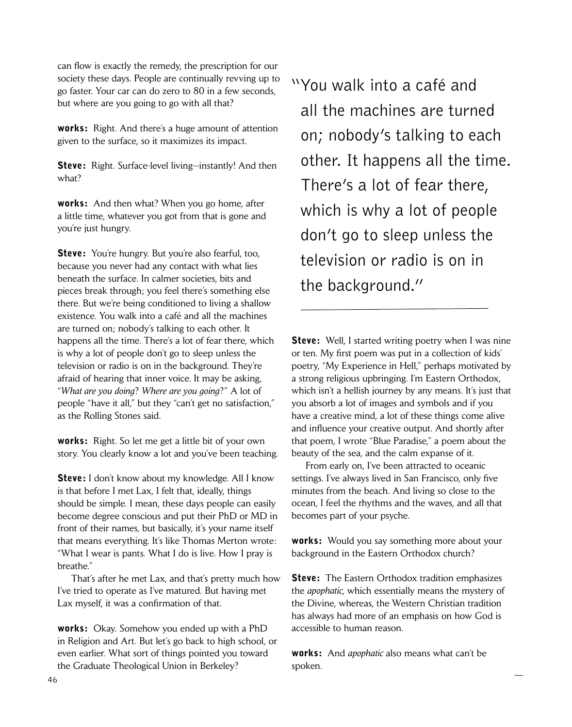can flow is exactly the remedy, the prescription for our society these days. People are continually revving up to go faster. Your car can do zero to 80 in a few seconds, but where are you going to go with all that?

**works:** Right. And there's a huge amount of attention given to the surface, so it maximizes its impact.

**Steve:** Right. Surface-level living—instantly! And then what?

**works:** And then what? When you go home, after a little time, whatever you got from that is gone and you're just hungry.

**Steve:** You're hungry. But you're also fearful, too, because you never had any contact with what lies beneath the surface. In calmer societies, bits and pieces break through; you feel there's something else there. But we're being conditioned to living a shallow existence. You walk into a café and all the machines are turned on; nobody's talking to each other. It happens all the time. There's a lot of fear there, which is why a lot of people don't go to sleep unless the television or radio is on in the background. They're afraid of hearing that inner voice. It may be asking, "*What are you doing? Where are you going?*" A lot of people "have it all," but they "can't get no satisfaction," as the Rolling Stones said.

**works:** Right. So let me get a little bit of your own story. You clearly know a lot and you've been teaching.

**Steve:** I don't know about my knowledge. All I know is that before I met Lax, I felt that, ideally, things should be simple. I mean, these days people can easily become degree conscious and put their PhD or MD in front of their names, but basically, it's your name itself that means everything. It's like Thomas Merton wrote: "What I wear is pants. What I do is live. How I pray is breathe."

That's after he met Lax, and that's pretty much how I've tried to operate as I've matured. But having met Lax myself, it was a confirmation of that.

**works:** Okay. Somehow you ended up with a PhD in Religion and Art. But let's go back to high school, or even earlier. What sort of things pointed you toward the Graduate Theological Union in Berkeley?

> "You walk into a café and all the machines are turned on; nobody's talking to each other. It happens all the time. There's a lot of fear there, which is why a lot of people don't go to sleep unless the television or radio is on in the background."

**Steve:** Well, I started writing poetry when I was nine or ten. My first poem was put in a collection of kids' poetry, "My Experience in Hell," perhaps motivated by a strong religious upbringing. I'm Eastern Orthodox, which isn't a hellish journey by any means. It's just that you absorb a lot of images and symbols and if you have a creative mind, a lot of these things come alive and influence your creative output. And shortly after that poem, I wrote "Blue Paradise," a poem about the beauty of the sea, and the calm expanse of it.

From early on, I've been attracted to oceanic settings. I've always lived in San Francisco, only five minutes from the beach. And living so close to the ocean, I feel the rhythms and the waves, and all that becomes part of your psyche.

**works:** Would you say something more about your background in the Eastern Orthodox church?

**Steve:** The Eastern Orthodox tradition emphasizes the *apophatic,* which essentially means the mystery of the Divine, whereas, the Western Christian tradition has always had more of an emphasis on how God is accessible to human reason.

**works:** And *apophatic* also means what can't be spoken.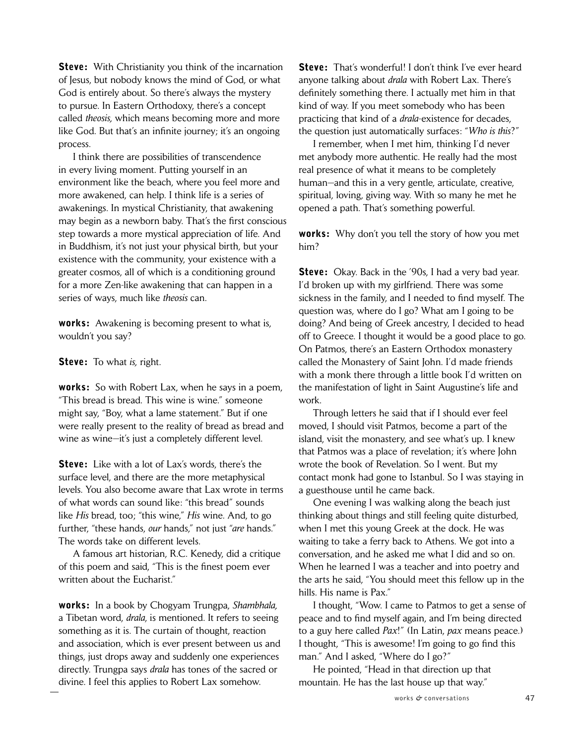**Steve:** With Christianity you think of the incarnation of Jesus, but nobody knows the mind of God, or what God is entirely about. So there's always the mystery to pursue. In Eastern Orthodoxy, there's a concept called *theosis,* which means becoming more and more like God. But that's an infinite journey; it's an ongoing process.

I think there are possibilities of transcendence in every living moment. Putting yourself in an environment like the beach, where you feel more and more awakened, can help. I think life is a series of awakenings. In mystical Christianity, that awakening may begin as a newborn baby. That's the first conscious step towards a more mystical appreciation of life. And in Buddhism, it's not just your physical birth, but your existence with the community, your existence with a greater cosmos, all of which is a conditioning ground for a more Zen-like awakening that can happen in a series of ways, much like *theosis* can.

**works:** Awakening is becoming present to what is, wouldn't you say?

**Steve:** To what *is,* right.

**works:** So with Robert Lax, when he says in a poem, "This bread is bread. This wine is wine." someone might say, "Boy, what a lame statement." But if one were really present to the reality of bread as bread and wine as wine—it's just a completely different level.

**Steve:** Like with a lot of Lax's words, there's the surface level, and there are the more metaphysical levels. You also become aware that Lax wrote in terms of what words can sound like: "this bread" sounds like *His* bread, too; "this wine," *His* wine. And, to go further, "these hands, *our* hands," not just "*are* hands." The words take on different levels.

A famous art historian, R.C. Kenedy, did a critique of this poem and said, "This is the finest poem ever written about the Eucharist."

**works:** In a book by Chogyam Trungpa, *Shambhala,* a Tibetan word, *drala*, is mentioned. It refers to seeing something as it is. The curtain of thought, reaction and association, which is ever present between us and things, just drops away and suddenly one experiences directly. Trungpa says *drala* has tones of the sacred or divine. I feel this applies to Robert Lax somehow.

**Steve:** That's wonderful! I don't think I've ever heard anyone talking about *drala* with Robert Lax. There's definitely something there. I actually met him in that kind of way. If you meet somebody who has been practicing that kind of a *drala*-existence for decades, the question just automatically surfaces: "*Who is this*?"

I remember, when I met him, thinking I'd never met anybody more authentic. He really had the most real presence of what it means to be completely human—and this in a very gentle, articulate, creative, spiritual, loving, giving way. With so many he met he opened a path. That's something powerful.

**works:** Why don't you tell the story of how you met him?

**Steve:** Okay. Back in the '90s, I had a very bad year. I'd broken up with my girlfriend. There was some sickness in the family, and I needed to find myself. The question was, where do I go? What am I going to be doing? And being of Greek ancestry, I decided to head off to Greece. I thought it would be a good place to go. On Patmos, there's an Eastern Orthodox monastery called the Monastery of Saint John. I'd made friends with a monk there through a little book I'd written on the manifestation of light in Saint Augustine's life and work.

Through letters he said that if I should ever feel moved, I should visit Patmos, become a part of the island, visit the monastery, and see what's up. I knew that Patmos was a place of revelation; it's where John wrote the book of Revelation. So I went. But my contact monk had gone to Istanbul. So I was staying in a guesthouse until he came back.

One evening I was walking along the beach just thinking about things and still feeling quite disturbed, when I met this young Greek at the dock. He was waiting to take a ferry back to Athens. We got into a conversation, and he asked me what I did and so on. When he learned I was a teacher and into poetry and the arts he said, "You should meet this fellow up in the hills. His name is Pax."

I thought, "Wow. I came to Patmos to get a sense of peace and to find myself again, and I'm being directed to a guy here called *Pax*!" (In Latin, *pax* means peace.) I thought, "This is awesome! I'm going to go find this man." And I asked, "Where do I go?"

He pointed, "Head in that direction up that mountain. He has the last house up that way."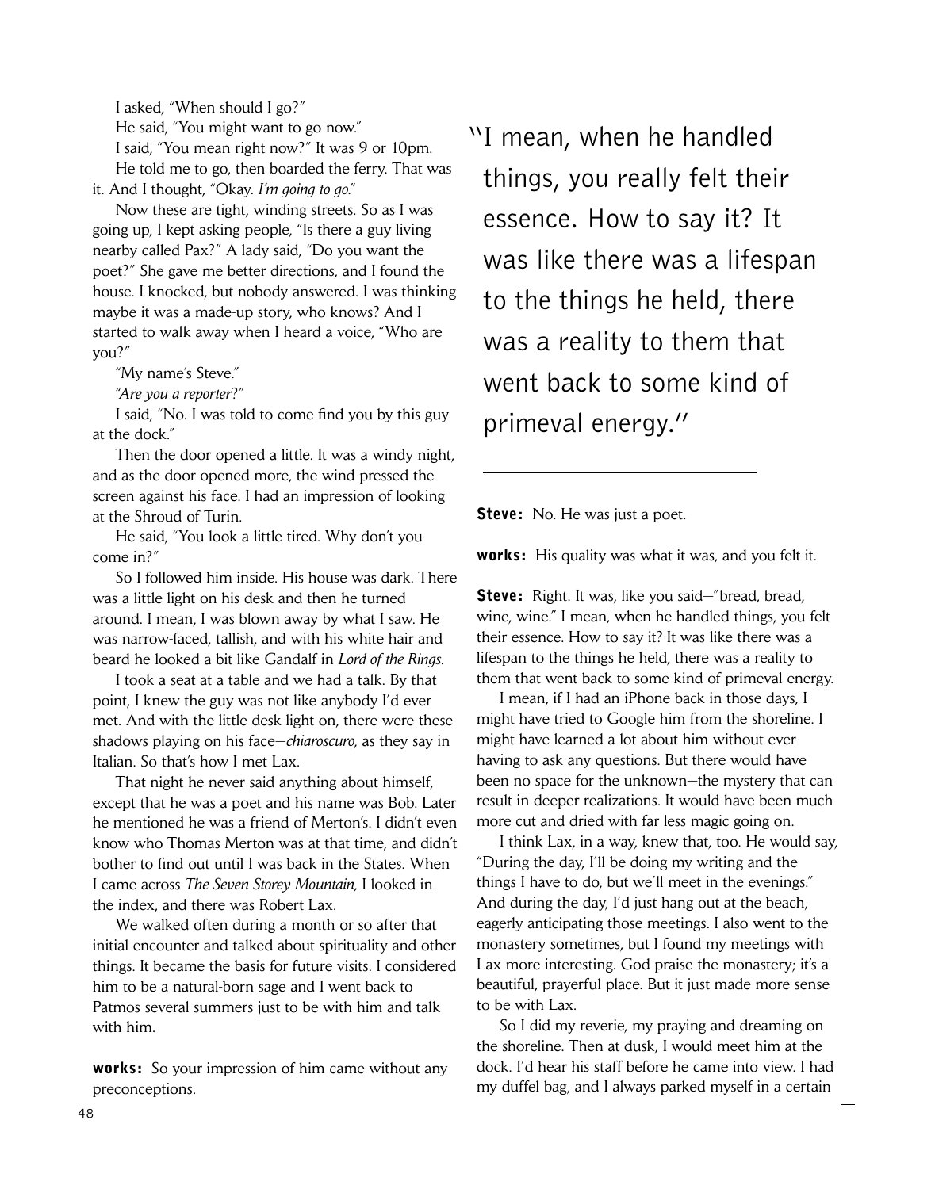I asked, "When should I go?"

He said, "You might want to go now."

I said, "You mean right now?" It was 9 or 10pm.

He told me to go, then boarded the ferry. That was it. And I thought, "Okay. *I'm going to go.*"

Now these are tight, winding streets. So as I was going up, I kept asking people, "Is there a guy living nearby called Pax?" A lady said, "Do you want the poet?" She gave me better directions, and I found the house. I knocked, but nobody answered. I was thinking maybe it was a made-up story, who knows? And I started to walk away when I heard a voice, "Who are you?"

"My name's Steve."

*"Are you a reporter?"*

I said, "No. I was told to come find you by this guy at the dock."

Then the door opened a little. It was a windy night, and as the door opened more, the wind pressed the screen against his face. I had an impression of looking at the Shroud of Turin.

He said, "You look a little tired. Why don't you come in?"

So I followed him inside. His house was dark. There was a little light on his desk and then he turned around. I mean, I was blown away by what I saw. He was narrow-faced, tallish, and with his white hair and beard he looked a bit like Gandalf in *Lord of the Rings.*

I took a seat at a table and we had a talk. By that point, I knew the guy was not like anybody I'd ever met. And with the little desk light on, there were these shadows playing on his face—*chiaroscuro*, as they say in Italian. So that's how I met Lax.

That night he never said anything about himself, except that he was a poet and his name was Bob. Later he mentioned he was a friend of Merton's. I didn't even know who Thomas Merton was at that time, and didn't bother to find out until I was back in the States. When I came across *The Seven Storey Mountain,* I looked in the index, and there was Robert Lax.

We walked often during a month or so after that initial encounter and talked about spirituality and other things. It became the basis for future visits. I considered him to be a natural-born sage and I went back to Patmos several summers just to be with him and talk with him.

**works:** So your impression of him came without any preconceptions.

> "I mean, when he handled things, you really felt their essence. How to say it? It was like there was a lifespan to the things he held, there was a reality to them that went back to some kind of primeval energy."

**Steve:** No. He was just a poet.

**works:** His quality was what it was, and you felt it.

**Steve:** Right. It was, like you said—"bread, bread, wine, wine." I mean, when he handled things, you felt their essence. How to say it? It was like there was a lifespan to the things he held, there was a reality to them that went back to some kind of primeval energy.

I mean, if I had an iPhone back in those days, I might have tried to Google him from the shoreline. I might have learned a lot about him without ever having to ask any questions. But there would have been no space for the unknown—the mystery that can result in deeper realizations. It would have been much more cut and dried with far less magic going on.

I think Lax, in a way, knew that, too. He would say, "During the day, I'll be doing my writing and the things I have to do, but we'll meet in the evenings." And during the day, I'd just hang out at the beach, eagerly anticipating those meetings. I also went to the monastery sometimes, but I found my meetings with Lax more interesting. God praise the monastery; it's a beautiful, prayerful place. But it just made more sense to be with Lax.

So I did my reverie, my praying and dreaming on the shoreline. Then at dusk, I would meet him at the dock. I'd hear his staff before he came into view. I had my duffel bag, and I always parked myself in a certain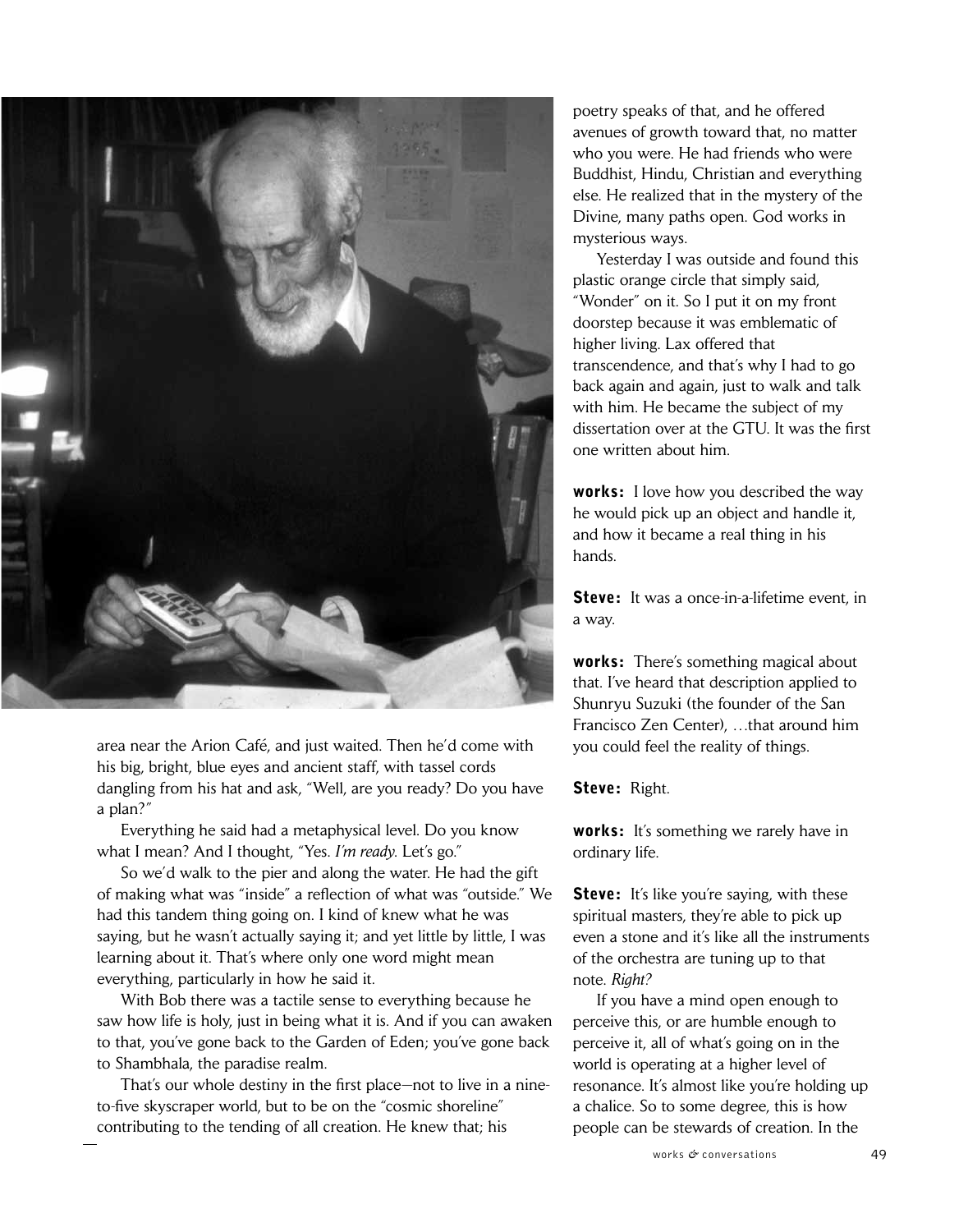area near the Arion Café, and just waited. Then he'd come with his big, bright, blue eyes and ancient staff, with tassel cords dangling from his hat and ask, "Well, are you ready? Do you have a plan?"

Everything he said had a metaphysical level. Do you know what I mean? And I thought, "Yes. *I'm ready.* Let's go."

So we'd walk to the pier and along the water. He had the gift of making what was "inside" a reflection of what was "outside." We had this tandem thing going on. I kind of knew what he was saying, but he wasn't actually saying it; and yet little by little, I was learning about it. That's where only one word might mean everything, particularly in how he said it.

With Bob there was a tactile sense to everything because he saw how life is holy, just in being what it is. And if you can awaken to that, you've gone back to the Garden of Eden; you've gone back to Shambhala, the paradise realm.

That's our whole destiny in the first place—not to live in a nine-to-five skyscraper world, but to be on the "cosmic shoreline" contributing to the tending of all creation. He knew that; his poetry speaks of that, and he offered avenues of growth toward that, no matter who you were. He had friends who were Buddhist, Hindu, Christian and everything else. He realized that in the mystery of the Divine, many paths open. God works in mysterious ways.

Yesterday I was outside and found this plastic orange circle that simply said, "Wonder" on it. So I put it on my front doorstep because it was emblematic of higher living. Lax offered that transcendence, and that's why I had to go back again and again, just to walk and talk with him. He became the subject of my dissertation over at the GTU. It was the first one written about him.

**works:** I love how you described the way he would pick up an object and handle it, and how it became a real thing in his hands.

**Steve:** It was a once-in-a-lifetime event, in a way.

**works:** There's something magical about that. I've heard that description applied to Shunryu Suzuki (the founder of the San Francisco Zen Center), …that around him you could feel the reality of things.

**Steve:** Right.

**works:** It's something we rarely have in ordinary life.

**Steve:** It's like you're saying, with these spiritual masters, they're able to pick up even a stone and it's like all the instruments of the orchestra are tuning up to that note. *Right?*

If you have a mind open enough to perceive this, or are humble enough to perceive it, all of what's going on in the world is operating at a higher level of resonance. It's almost like you're holding up a chalice. So to some degree, this is how people can be stewards of creation. In the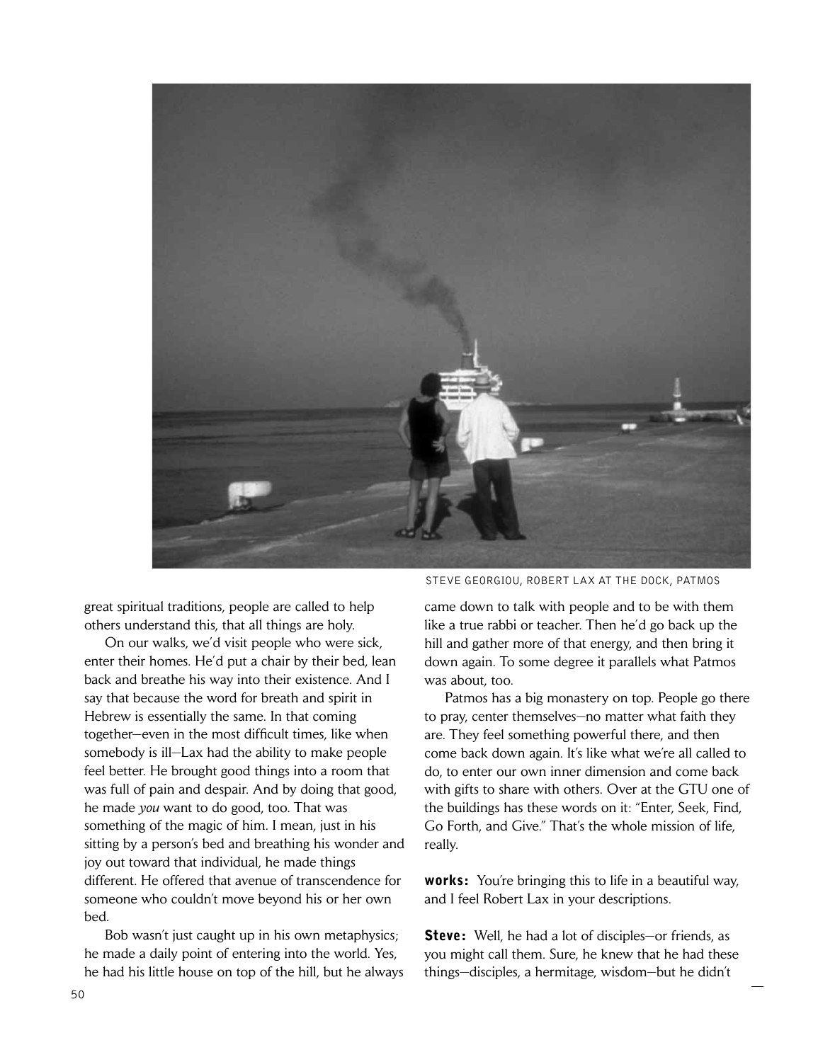STEVE GEORGIOU, ROBERT LAX AT THE DOCK, PATMOS

great spiritual traditions, people are called to help others understand this, that all things are holy.

On our walks, we'd visit people who were sick, enter their homes. He'd put a chair by their bed, lean back and breathe his way into their existence. And I say that because the word for breath and spirit in Hebrew is essentially the same. In that coming together—even in the most difficult times, like when somebody is ill—Lax had the ability to make people feel better. He brought good things into a room that was full of pain and despair. And by doing that good, he made *you* want to do good, too. That was something of the magic of him. I mean, just in his sitting by a person's bed and breathing his wonder and joy out toward that individual, he made things different. He offered that avenue of transcendence for someone who couldn't move beyond his or her own bed.

Bob wasn't just caught up in his own metaphysics; he made a daily point of entering into the world. Yes, he had his little house on top of the hill, but he always came down to talk with people and to be with them like a true rabbi or teacher. Then he'd go back up the hill and gather more of that energy, and then bring it down again. To some degree it parallels what Patmos was about, too.

Patmos has a big monastery on top. People go there to pray, center themselves—no matter what faith they are. They feel something powerful there, and then come back down again. It's like what we're all called to do, to enter our own inner dimension and come back with gifts to share with others. Over at the GTU one of the buildings has these words on it: "Enter, Seek, Find, Go Forth, and Give." That's the whole mission of life, really.

**works:** You're bringing this to life in a beautiful way, and I feel Robert Lax in your descriptions.

**Steve:** Well, he had a lot of disciples—or friends, as you might call them. Sure, he knew that he had these things—disciples, a hermitage, wisdom—but he didn't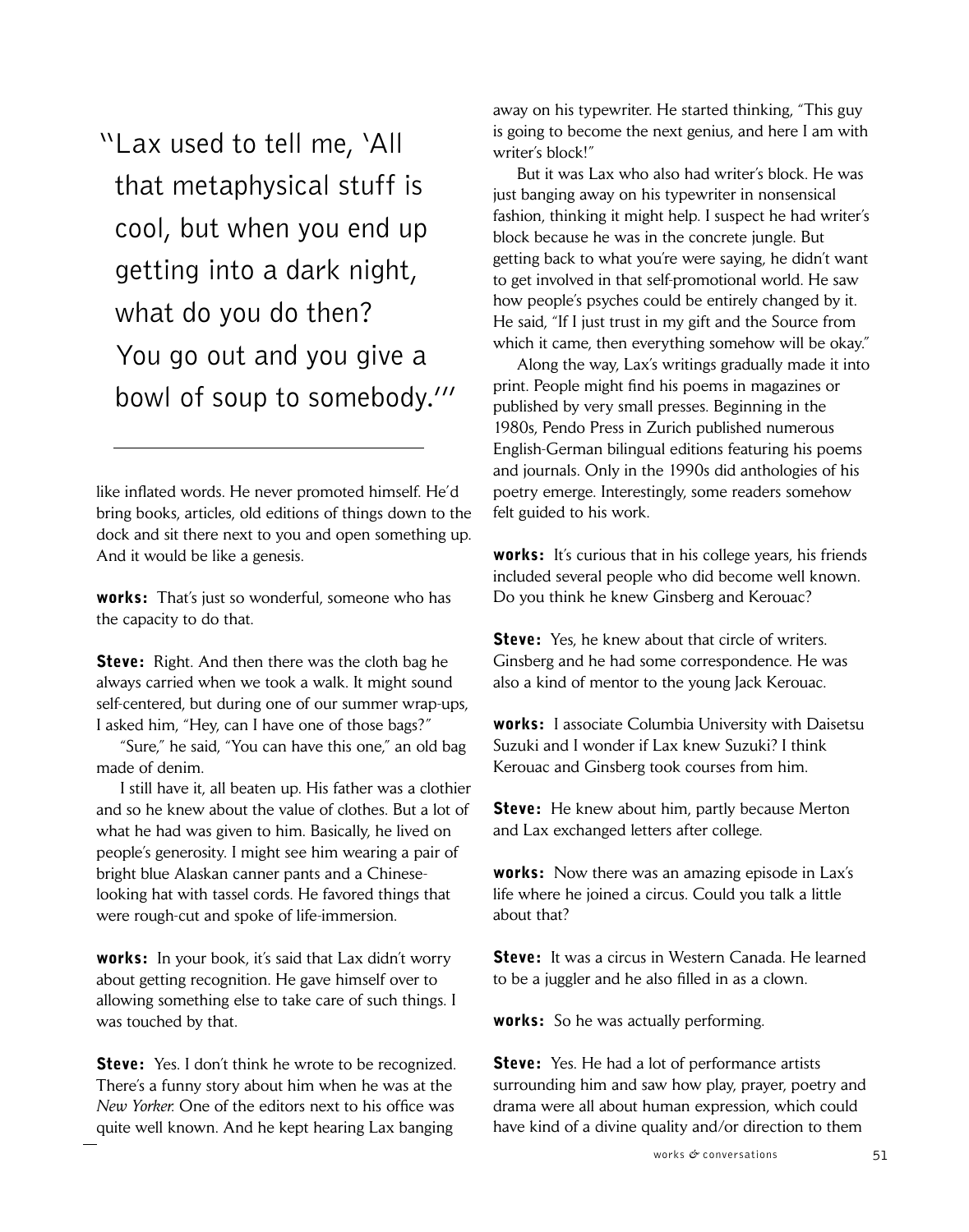> "Lax used to tell me, 'All that metaphysical stuff is cool, but when you end up getting into a dark night, what do you do then? You go out and you give a bowl of soup to somebody.'"

like inflated words. He never promoted himself. He'd bring books, articles, old editions of things down to the dock and sit there next to you and open something up. And it would be like a genesis.

**works:** That's just so wonderful, someone who has the capacity to do that.

**Steve:** Right. And then there was the cloth bag he always carried when we took a walk. It might sound self-centered, but during one of our summer wrap-ups, I asked him, "Hey, can I have one of those bags?"

"Sure," he said, "You can have this one," an old bag made of denim.

I still have it, all beaten up. His father was a clothier and so he knew about the value of clothes. But a lot of what he had was given to him. Basically, he lived on people's generosity. I might see him wearing a pair of bright blue Alaskan canner pants and a Chinese-looking hat with tassel cords. He favored things that were rough-cut and spoke of life-immersion.

**works:** In your book, it's said that Lax didn't worry about getting recognition. He gave himself over to allowing something else to take care of such things. I was touched by that.

**Steve:** Yes. I don't think he wrote to be recognized. There's a funny story about him when he was at the *New Yorker.* One of the editors next to his office was quite well known. And he kept hearing Lax banging away on his typewriter. He started thinking, "This guy is going to become the next genius, and here I am with writer's block!"

But it was Lax who also had writer's block. He was just banging away on his typewriter in nonsensical fashion, thinking it might help. I suspect he had writer's block because he was in the concrete jungle. But getting back to what you're were saying, he didn't want to get involved in that self-promotional world. He saw how people's psyches could be entirely changed by it. He said, "If I just trust in my gift and the Source from which it came, then everything somehow will be okay."

Along the way, Lax's writings gradually made it into print. People might find his poems in magazines or published by very small presses. Beginning in the 1980s, Pendo Press in Zurich published numerous English-German bilingual editions featuring his poems and journals. Only in the 1990s did anthologies of his poetry emerge. Interestingly, some readers somehow felt guided to his work.

**works:** It's curious that in his college years, his friends included several people who did become well known. Do you think he knew Ginsberg and Kerouac?

**Steve:** Yes, he knew about that circle of writers. Ginsberg and he had some correspondence. He was also a kind of mentor to the young Jack Kerouac.

**works:** I associate Columbia University with Daisetsu Suzuki and I wonder if Lax knew Suzuki? I think Kerouac and Ginsberg took courses from him.

**Steve:** He knew about him, partly because Merton and Lax exchanged letters after college.

**works:** Now there was an amazing episode in Lax's life where he joined a circus. Could you talk a little about that?

**Steve:** It was a circus in Western Canada. He learned to be a juggler and he also filled in as a clown.

**works:** So he was actually performing.

**Steve:** Yes. He had a lot of performance artists surrounding him and saw how play, prayer, poetry and drama were all about human expression, which could have kind of a divine quality and/or direction to them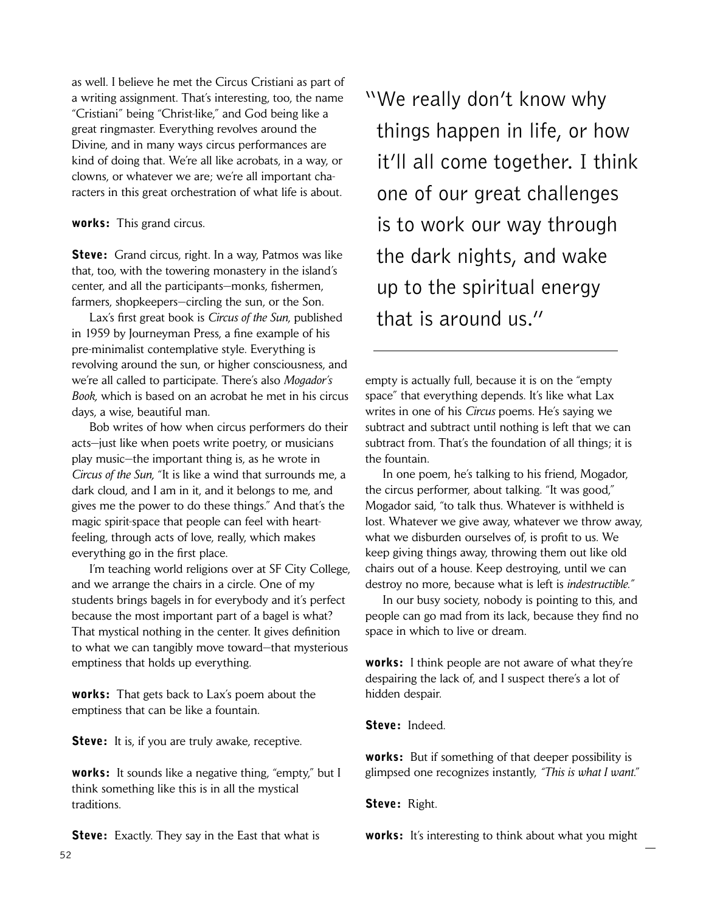as well. I believe he met the Circus Cristiani as part of a writing assignment. That's interesting, too, the name "Cristiani" being "Christ-like," and God being like a great ringmaster. Everything revolves around the Divine, and in many ways circus performances are kind of doing that. We're all like acrobats, in a way, or clowns, or whatever we are; we're all important characters in this great orchestration of what life is about.

**works:** This grand circus.

**Steve:** Grand circus, right. In a way, Patmos was like that, too, with the towering monastery in the island's center, and all the participants—monks, fishermen, farmers, shopkeepers—circling the sun, or the Son.

Lax's first great book is *Circus of the Sun*, published in 1959 by Journeyman Press, a fine example of his pre-minimalist contemplative style. Everything is revolving around the sun, or higher consciousness, and we're all called to participate. There's also *Mogador's Book*, which is based on an acrobat he met in his circus days, a wise, beautiful man.

Bob writes of how when circus performers do their acts—just like when poets write poetry, or musicians play music—the important thing is, as he wrote in *Circus of the Sun*, "It is like a wind that surrounds me, a dark cloud, and I am in it, and it belongs to me, and gives me the power to do these things." And that's the magic spirit-space that people can feel with heart-feeling, through acts of love, really, which makes everything go in the first place.

I'm teaching world religions over at SF City College, and we arrange the chairs in a circle. One of my students brings bagels in for everybody and it's perfect because the most important part of a bagel is what? That mystical nothing in the center. It gives definition to what we can tangibly move toward—that mysterious emptiness that holds up everything.

**works:** That gets back to Lax's poem about the emptiness that can be like a fountain.

**Steve:** It is, if you are truly awake, receptive.

**works:** It sounds like a negative thing, "empty," but I think something like this is in all the mystical traditions.

**Steve:** Exactly. They say in the East that what is empty is actually full, because it is on the "empty space" that everything depends. It's like what Lax writes in one of his *Circus* poems. He's saying we subtract and subtract until nothing is left that we can subtract from. That's the foundation of all things; it is the fountain.

In one poem, he's talking to his friend, Mogador, the circus performer, about talking. "It was good," Mogador said, "to talk thus. Whatever is withheld is lost. Whatever we give away, whatever we throw away, what we disburden ourselves of, is profit to us. We keep giving things away, throwing them out like old chairs out of a house. Keep destroying, until we can destroy no more, because what is left is *indestructible."*

In our busy society, nobody is pointing to this, and people can go mad from its lack, because they find no space in which to live or dream.

**works:** I think people are not aware of what they're despairing the lack of, and I suspect there's a lot of hidden despair.

**Steve:** Indeed.

**works:** But if something of that deeper possibility is glimpsed one recognizes instantly, *"This is what I want."*

**Steve:** Right.

**works:** It's interesting to think about what you might

> "We really don't know why things happen in life, or how it'll all come together. I think one of our great challenges is to work our way through the dark nights, and wake up to the spiritual energy that is around us."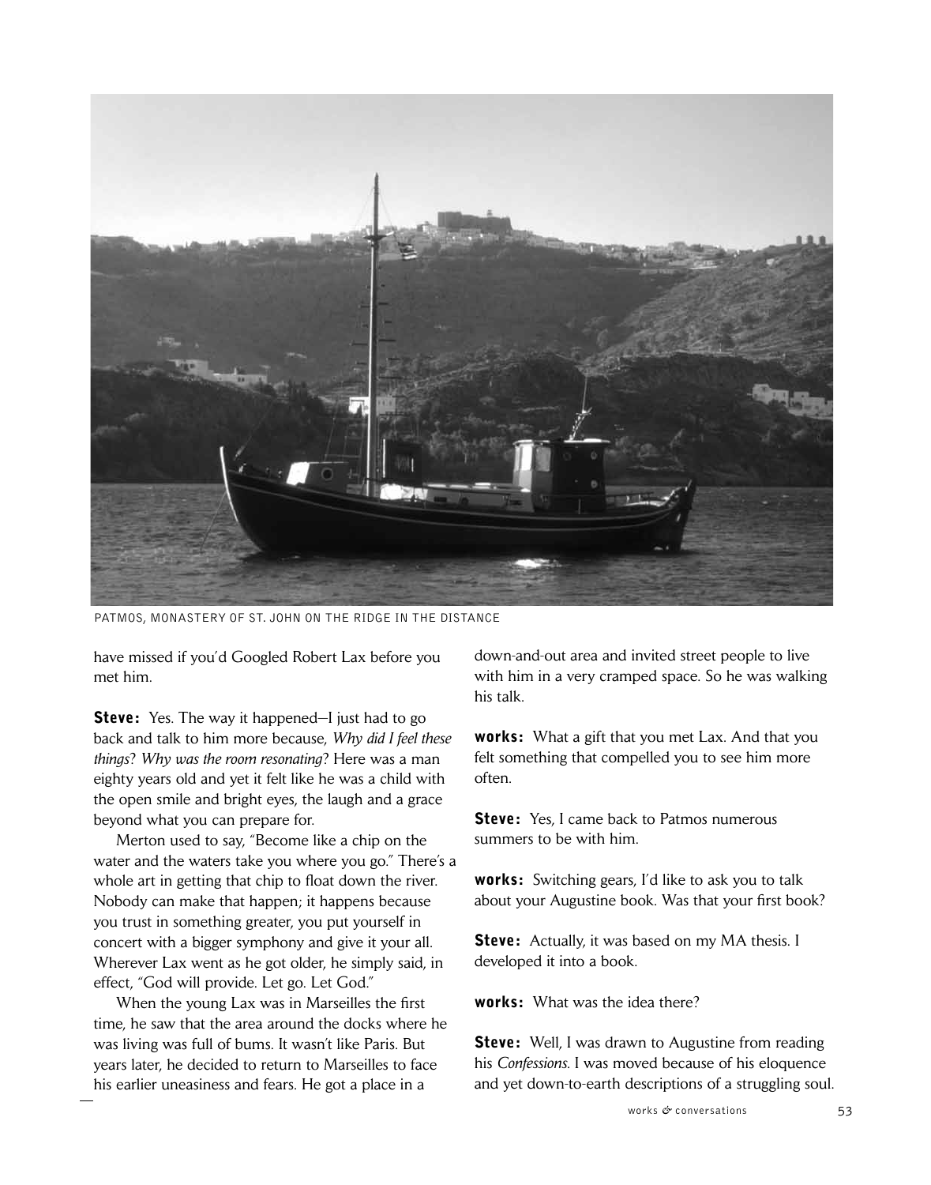PATMOS, MONASTERY OF ST. JOHN ON THE RIDGE IN THE DISTANCE

have missed if you'd Googled Robert Lax before you met him.

**Steve:** Yes. The way it happened—I just had to go back and talk to him more because, *Why did I feel these things? Why was the room resonating?* Here was a man eighty years old and yet it felt like he was a child with the open smile and bright eyes, the laugh and a grace beyond what you can prepare for.

Merton used to say, "Become like a chip on the water and the waters take you where you go." There's a whole art in getting that chip to float down the river. Nobody can make that happen; it happens because you trust in something greater, you put yourself in concert with a bigger symphony and give it your all. Wherever Lax went as he got older, he simply said, in effect, "God will provide. Let go. Let God."

When the young Lax was in Marseilles the first time, he saw that the area around the docks where he was living was full of bums. It wasn't like Paris. But years later, he decided to return to Marseilles to face his earlier uneasiness and fears. He got a place in a down-and-out area and invited street people to live with him in a very cramped space. So he was walking his talk.

**works:** What a gift that you met Lax. And that you felt something that compelled you to see him more often.

**Steve:** Yes, I came back to Patmos numerous summers to be with him.

**works:** Switching gears, I'd like to ask you to talk about your Augustine book. Was that your first book?

**Steve:** Actually, it was based on my MA thesis. I developed it into a book.

**works:** What was the idea there?

**Steve:** Well, I was drawn to Augustine from reading his *Confessions*. I was moved because of his eloquence and yet down-to-earth descriptions of a struggling soul.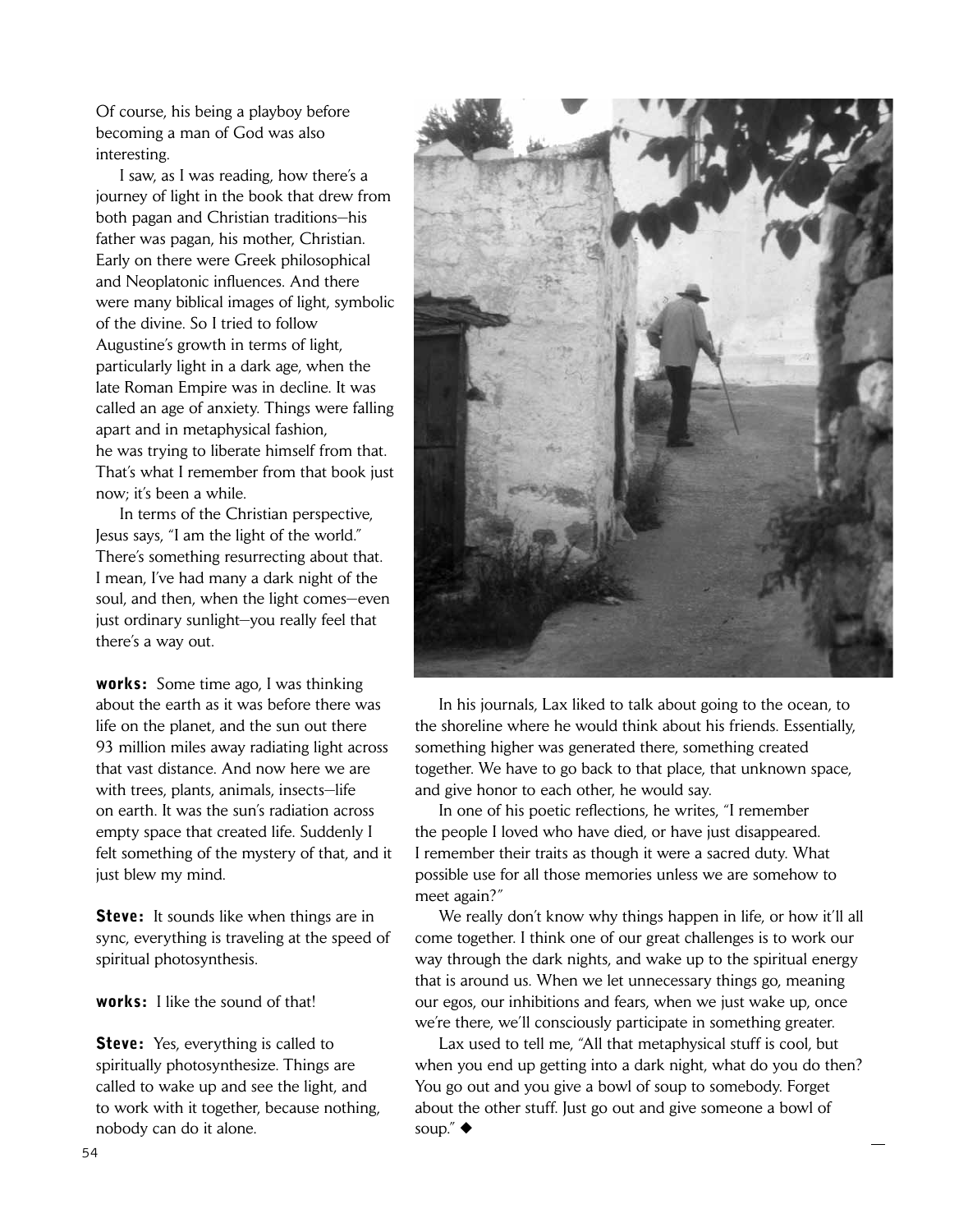Of course, his being a playboy before becoming a man of God was also interesting.

I saw, as I was reading, how there's a journey of light in the book that drew from both pagan and Christian traditions—his father was pagan, his mother, Christian. Early on there were Greek philosophical and Neoplatonic influences. And there were many biblical images of light, symbolic of the divine. So I tried to follow Augustine's growth in terms of light, particularly light in a dark age, when the late Roman Empire was in decline. It was called an age of anxiety. Things were falling apart and in metaphysical fashion, he was trying to liberate himself from that. That's what I remember from that book just now; it's been a while.

In terms of the Christian perspective, Jesus says, "I am the light of the world." There's something resurrecting about that. I mean, I've had many a dark night of the soul, and then, when the light comes—even just ordinary sunlight—you really feel that there's a way out.

**works:** Some time ago, I was thinking about the earth as it was before there was life on the planet, and the sun out there 93 million miles away radiating light across that vast distance. And now here we are with trees, plants, animals, insects—life on earth. It was the sun's radiation across empty space that created life. Suddenly I felt something of the mystery of that, and it just blew my mind.

**Steve:** It sounds like when things are in sync, everything is traveling at the speed of spiritual photosynthesis.

**works:** I like the sound of that!

**Steve:** Yes, everything is called to spiritually photosynthesize. Things are called to wake up and see the light, and to work with it together, because nothing, nobody can do it alone.

In his journals, Lax liked to talk about going to the ocean, to the shoreline where he would think about his friends. Essentially, something higher was generated there, something created together. We have to go back to that place, that unknown space, and give honor to each other, he would say.

In one of his poetic reflections, he writes, "I remember the people I loved who have died, or have just disappeared. I remember their traits as though it were a sacred duty. What possible use for all those memories unless we are somehow to meet again?"

We really don't know why things happen in life, or how it'll all come together. I think one of our great challenges is to work our way through the dark nights, and wake up to the spiritual energy that is around us. When we let unnecessary things go, meaning our egos, our inhibitions and fears, when we just wake up, once we're there, we'll consciously participate in something greater.

Lax used to tell me, "All that metaphysical stuff is cool, but when you end up getting into a dark night, what do you do then? You go out and you give a bowl of soup to somebody. Forget about the other stuff. Just go out and give someone a bowl of soup." ◆